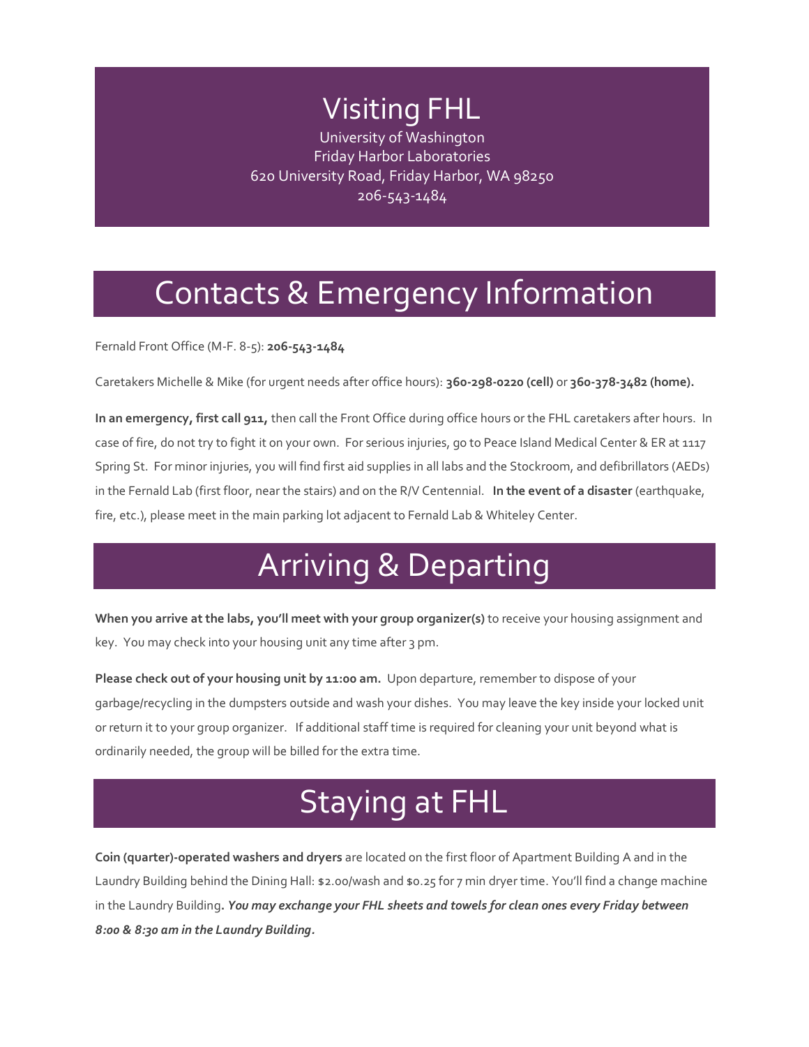# Visiting FHL

University of Washington
Friday Harbor Laboratories
620 University Road, Friday Harbor, WA 98250
206-543-1484

## Contacts & Emergency Information

Fernald Front Office (M-F. 8-5): **206-543-1484**

Caretakers Michelle & Mike (for urgent needs after office hours): **360-298-0220 (cell)** or **360-378-3482 (home).**

**In an emergency, first call 911,** then call the Front Office during office hours or the FHL caretakers after hours. In case of fire, do not try to fight it on your own. For serious injuries, go to Peace Island Medical Center & ER at 1117 Spring St. For minor injuries, you will find first aid supplies in all labs and the Stockroom, and defibrillators (AEDs) in the Fernald Lab (first floor, near the stairs) and on the R/V Centennial. **In the event of a disaster** (earthquake, fire, etc.), please meet in the main parking lot adjacent to Fernald Lab & Whiteley Center.

## Arriving & Departing

**When you arrive at the labs, you'll meet with your group organizer(s)** to receive your housing assignment and key. You may check into your housing unit any time after 3 pm.

**Please check out of your housing unit by 11:00 am.** Upon departure, remember to dispose of your garbage/recycling in the dumpsters outside and wash your dishes. You may leave the key inside your locked unit or return it to your group organizer. If additional staff time is required for cleaning your unit beyond what is ordinarily needed, the group will be billed for the extra time.

## Staying at FHL

**Coin (quarter)-operated washers and dryers** are located on the first floor of Apartment Building A and in the Laundry Building behind the Dining Hall: $2.00/wash and $0.25 for 7 min dryer time. You'll find a change machine in the Laundry Building**.** ***You may exchange your FHL sheets and towels for clean ones every Friday between 8:00 & 8:30 am in the Laundry Building.***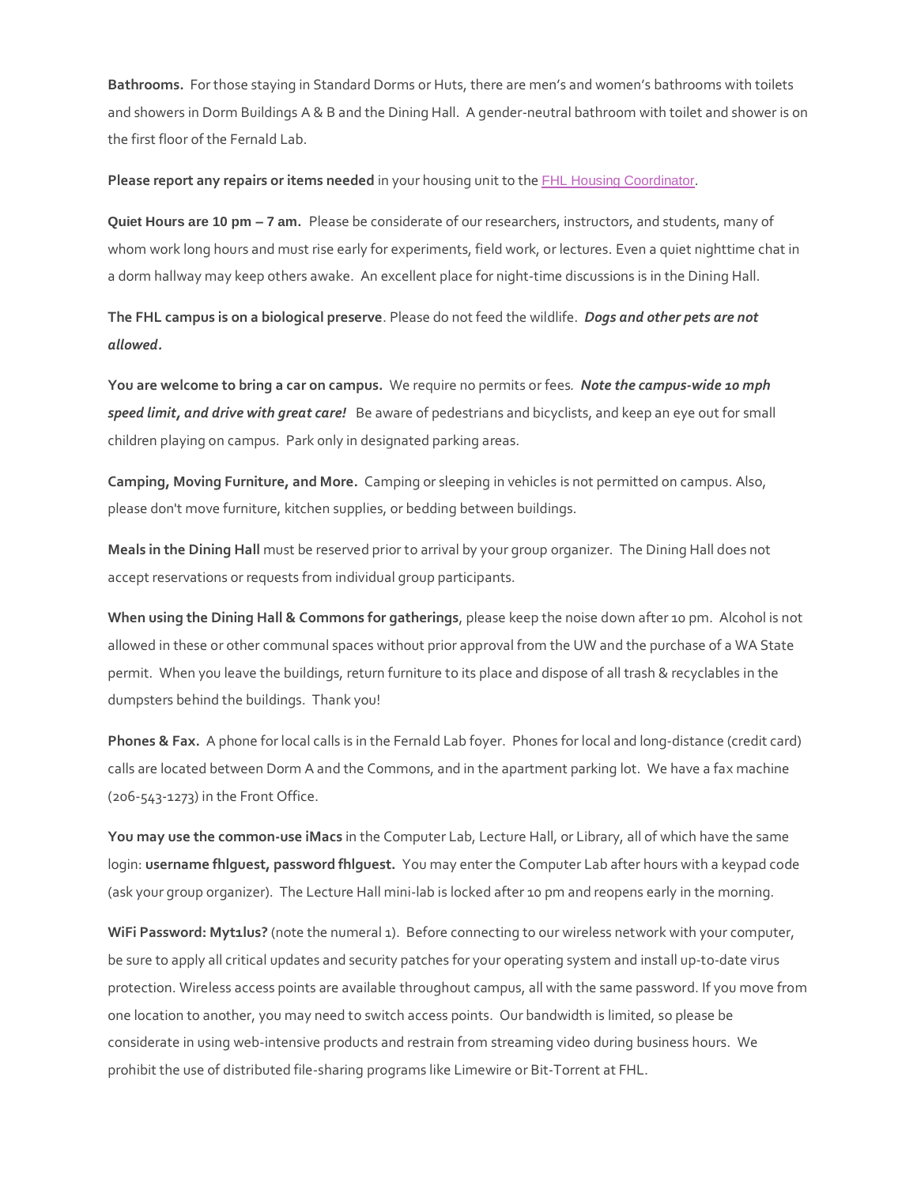**Bathrooms.** For those staying in Standard Dorms or Huts, there are men's and women's bathrooms with toilets and showers in Dorm Buildings A & B and the Dining Hall. A gender-neutral bathroom with toilet and shower is on the first floor of the Fernald Lab.

**Please report any repairs or items needed** in your housing unit to the FHL Housing Coordinator.

**Quiet Hours are 10 pm – 7 am.** Please be considerate of our researchers, instructors, and students, many of whom work long hours and must rise early for experiments, field work, or lectures. Even a quiet nighttime chat in a dorm hallway may keep others awake. An excellent place for night-time discussions is in the Dining Hall.

**The FHL campus is on a biological preserve**. Please do not feed the wildlife. ***Dogs and other pets are not allowed.***

**You are welcome to bring a car on campus.** We require no permits or fees. ***Note the campus-wide 10 mph speed limit, and drive with great care!*** Be aware of pedestrians and bicyclists, and keep an eye out for small children playing on campus. Park only in designated parking areas.

**Camping, Moving Furniture, and More.** Camping or sleeping in vehicles is not permitted on campus. Also, please don't move furniture, kitchen supplies, or bedding between buildings.

**Meals in the Dining Hall** must be reserved prior to arrival by your group organizer. The Dining Hall does not accept reservations or requests from individual group participants.

**When using the Dining Hall & Commons for gatherings**, please keep the noise down after 10 pm. Alcohol is not allowed in these or other communal spaces without prior approval from the UW and the purchase of a WA State permit. When you leave the buildings, return furniture to its place and dispose of all trash & recyclables in the dumpsters behind the buildings. Thank you!

**Phones & Fax.** A phone for local calls is in the Fernald Lab foyer. Phones for local and long-distance (credit card) calls are located between Dorm A and the Commons, and in the apartment parking lot. We have a fax machine (206-543-1273) in the Front Office.

**You may use the common-use iMacs** in the Computer Lab, Lecture Hall, or Library, all of which have the same login: **username fhlguest, password fhlguest.** You may enter the Computer Lab after hours with a keypad code (ask your group organizer). The Lecture Hall mini-lab is locked after 10 pm and reopens early in the morning.

**WiFi Password: Myt1lus?** (note the numeral 1). Before connecting to our wireless network with your computer, be sure to apply all critical updates and security patches for your operating system and install up-to-date virus protection. Wireless access points are available throughout campus, all with the same password. If you move from one location to another, you may need to switch access points. Our bandwidth is limited, so please be considerate in using web-intensive products and restrain from streaming video during business hours. We prohibit the use of distributed file-sharing programs like Limewire or Bit-Torrent at FHL.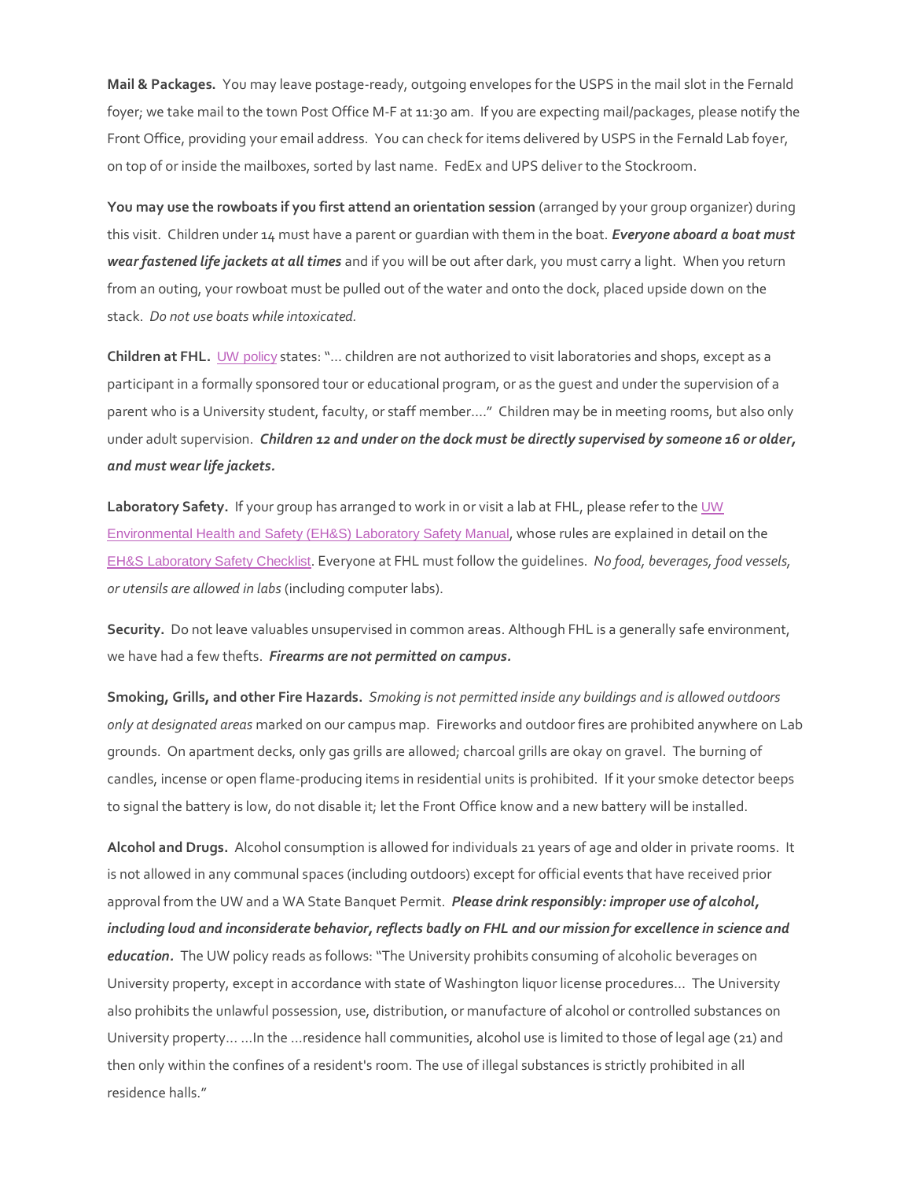**Mail & Packages.** You may leave postage-ready, outgoing envelopes for the USPS in the mail slot in the Fernald foyer; we take mail to the town Post Office M-F at 11:30 am. If you are expecting mail/packages, please notify the Front Office, providing your email address. You can check for items delivered by USPS in the Fernald Lab foyer, on top of or inside the mailboxes, sorted by last name. FedEx and UPS deliver to the Stockroom.

**You may use the rowboats if you first attend an orientation session** (arranged by your group organizer) during this visit. Children under 14 must have a parent or guardian with them in the boat. ***Everyone aboard a boat must wear fastened life jackets at all times*** and if you will be out after dark, you must carry a light. When you return from an outing, your rowboat must be pulled out of the water and onto the dock, placed upside down on the stack. *Do not use boats while intoxicated.*

**Children at FHL.** UW policy states: "… children are not authorized to visit laboratories and shops, except as a participant in a formally sponsored tour or educational program, or as the guest and under the supervision of a parent who is a University student, faculty, or staff member…." Children may be in meeting rooms, but also only under adult supervision. ***Children 12 and under on the dock must be directly supervised by someone 16 or older, and must wear life jackets.***

**Laboratory Safety.** If your group has arranged to work in or visit a lab at FHL, please refer to the UW Environmental Health and Safety (EH&S) Laboratory Safety Manual, whose rules are explained in detail on the EH&S Laboratory Safety Checklist. Everyone at FHL must follow the guidelines. *No food, beverages, food vessels, or utensils are allowed in labs* (including computer labs).

**Security.** Do not leave valuables unsupervised in common areas. Although FHL is a generally safe environment, we have had a few thefts. ***Firearms are not permitted on campus.***

**Smoking, Grills, and other Fire Hazards.** *Smoking is not permitted inside any buildings and is allowed outdoors only at designated areas* marked on our campus map. Fireworks and outdoor fires are prohibited anywhere on Lab grounds. On apartment decks, only gas grills are allowed; charcoal grills are okay on gravel. The burning of candles, incense or open flame-producing items in residential units is prohibited. If it your smoke detector beeps to signal the battery is low, do not disable it; let the Front Office know and a new battery will be installed.

**Alcohol and Drugs.** Alcohol consumption is allowed for individuals 21 years of age and older in private rooms. It is not allowed in any communal spaces (including outdoors) except for official events that have received prior approval from the UW and a WA State Banquet Permit. ***Please drink responsibly: improper use of alcohol, including loud and inconsiderate behavior, reflects badly on FHL and our mission for excellence in science and education.*** The UW policy reads as follows: "The University prohibits consuming of alcoholic beverages on University property, except in accordance with state of Washington liquor license procedures… The University also prohibits the unlawful possession, use, distribution, or manufacture of alcohol or controlled substances on University property… …In the …residence hall communities, alcohol use is limited to those of legal age (21) and then only within the confines of a resident's room. The use of illegal substances is strictly prohibited in all residence halls."